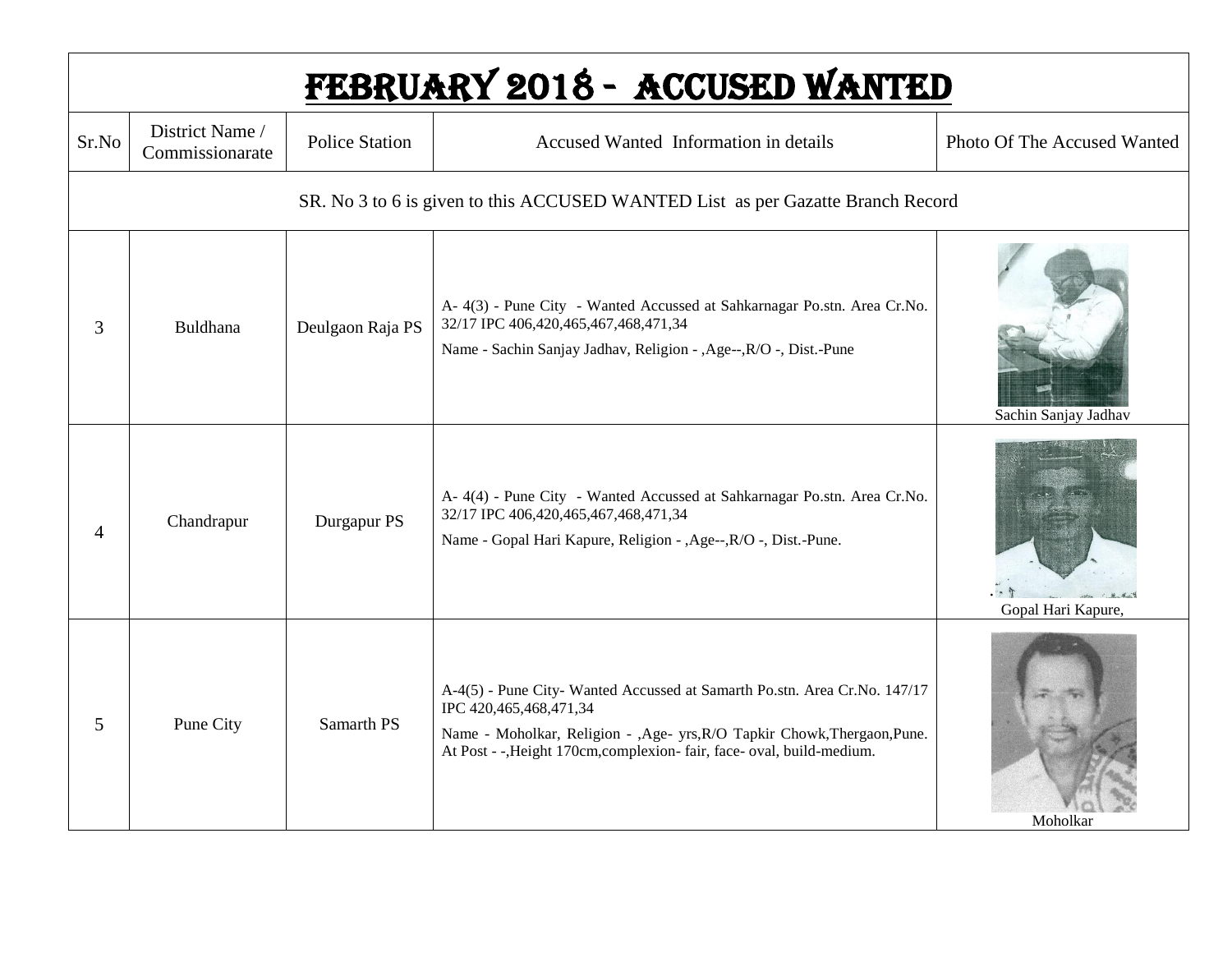# FEBRUARY 2018 - ACCUSED WANTED

| Sr.No | District Name / Commissionarate | Police Station | Accused Wanted Information in details | Photo Of The Accused Wanted |
|---|---|---|---|---|
| SR. No 3 to 6 is given to this ACCUSED WANTED List as per Gazatte Branch Record | | | | |
| 3 | Buldhana | Deulgaon Raja PS | A- 4(3) - Pune City - Wanted Accussed at Sahkarnagar Po.stn. Area Cr.No. 32/17 IPC 406,420,465,467,468,471,34<br>Name - Sachin Sanjay Jadhav, Religion - ,Age--,R/O -, Dist.-Pune | Sachin Sanjay Jadhav |
| 4 | Chandrapur | Durgapur PS | A- 4(4) - Pune City - Wanted Accussed at Sahkarnagar Po.stn. Area Cr.No. 32/17 IPC 406,420,465,467,468,471,34<br>Name - Gopal Hari Kapure, Religion - ,Age--,R/O -, Dist.-Pune. | Gopal Hari Kapure, |
| 5 | Pune City | Samarth PS | A-4(5) - Pune City- Wanted Accussed at Samarth Po.stn. Area Cr.No. 147/17 IPC 420,465,468,471,34<br>Name - Moholkar, Religion - ,Age- yrs,R/O Tapkir Chowk,Thergaon,Pune. At Post - -,Height 170cm,complexion- fair, face- oval, build-medium. | Moholkar |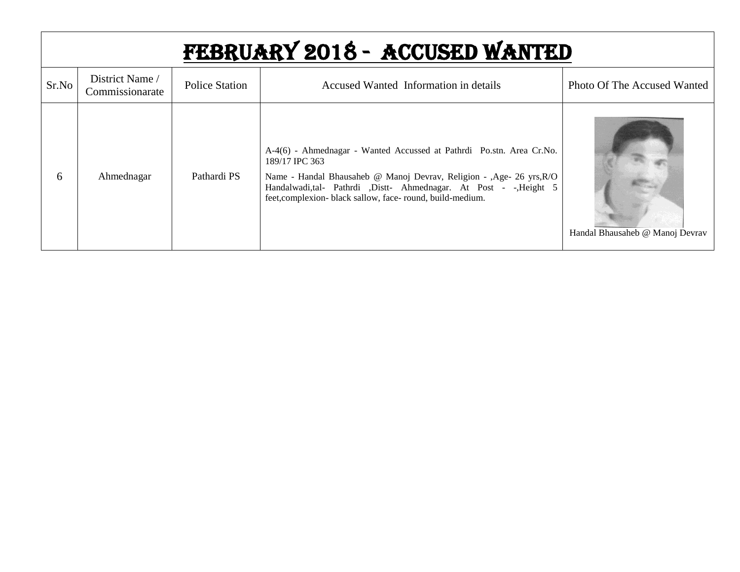# FEBRUARY 2018 - ACCUSED WANTED

| Sr.No | District Name / Commissionarate | Police Station | Accused Wanted Information in details | Photo Of The Accused Wanted |
|---|---|---|---|---|
| 6 | Ahmednagar | Pathardi PS | A-4(6) - Ahmednagar - Wanted Accussed at Pathrdi Po.stn. Area Cr.No. 189/17 IPC 363<br>Name - Handal Bhausaheb @ Manoj Devrav, Religion - ,Age- 26 yrs,R/O Handalwadi,tal- Pathrdi ,Distt- Ahmednagar. At Post - -,Height 5 feet,complexion- black sallow, face- round, build-medium. | Handal Bhausaheb @ Manoj Devrav |